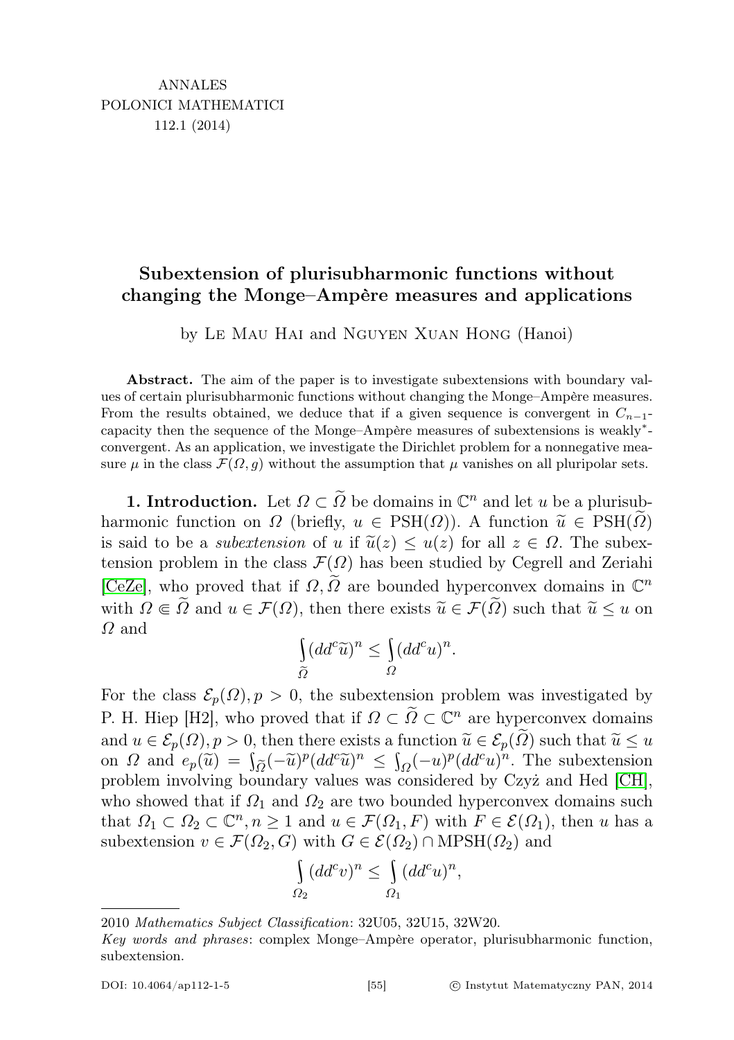ANNALES
POLONICI MATHEMATICI
112.1 (2014)

# Subextension of plurisubharmonic functions without changing the Monge–Ampère measures and applications

by Le Mau Hai and Nguyen Xuan Hong (Hanoi)

**Abstract.** The aim of the paper is to investigate subextensions with boundary values of certain plurisubharmonic functions without changing the Monge–Ampère measures. From the results obtained, we deduce that if a given sequence is convergent in $C_{n-1}$-capacity then the sequence of the Monge–Ampère measures of subextensions is weakly$^*$-convergent. As an application, we investigate the Dirichlet problem for a nonnegative measure $\mu$ in the class $\mathcal{F}(\Omega, g)$ without the assumption that $\mu$ vanishes on all pluripolar sets.

**1. Introduction.** Let $\Omega \subset \widetilde{\Omega}$ be domains in $\mathbb{C}^n$ and let $u$ be a plurisubharmonic function on $\Omega$ (briefly, $u \in \mathrm{PSH}(\Omega)$). A function $\widetilde{u} \in \mathrm{PSH}(\widetilde{\Omega})$ is said to be a *subextension* of $u$ if $\widetilde{u}(z) \leq u(z)$ for all $z \in \Omega$. The subextension problem in the class $\mathcal{F}(\Omega)$ has been studied by Cegrell and Zeriahi [CeZe], who proved that if $\Omega, \widetilde{\Omega}$ are bounded hyperconvex domains in $\mathbb{C}^n$ with $\Omega \Subset \widetilde{\Omega}$ and $u \in \mathcal{F}(\Omega)$, then there exists $\widetilde{u} \in \mathcal{F}(\widetilde{\Omega})$ such that $\widetilde{u} \leq u$ on $\Omega$ and

$$\int_{\widetilde{\Omega}} (dd^c \widetilde{u})^n \leq \int_{\Omega} (dd^c u)^n.$$

For the class $\mathcal{E}_p(\Omega), p > 0$, the subextension problem was investigated by P. H. Hiep [H2], who proved that if $\Omega \subset \widetilde{\Omega} \subset \mathbb{C}^n$ are hyperconvex domains and $u \in \mathcal{E}_p(\Omega), p > 0$, then there exists a function $\widetilde{u} \in \mathcal{E}_p(\widetilde{\Omega})$ such that $\widetilde{u} \leq u$ on $\Omega$ and $e_p(\widetilde{u}) = \int_{\widetilde{\Omega}} (-\widetilde{u})^p (dd^c \widetilde{u})^n \leq \int_{\Omega} (-u)^p (dd^c u)^n$. The subextension problem involving boundary values was considered by Czyż and Hed [CH], who showed that if $\Omega_1$ and $\Omega_2$ are two bounded hyperconvex domains such that $\Omega_1 \subset \Omega_2 \subset \mathbb{C}^n, n \geq 1$ and $u \in \mathcal{F}(\Omega_1, F)$ with $F \in \mathcal{E}(\Omega_1)$, then $u$ has a subextension $v \in \mathcal{F}(\Omega_2, G)$ with $G \in \mathcal{E}(\Omega_2) \cap \mathrm{MPSH}(\Omega_2)$ and

$$\int_{\Omega_2} (dd^c v)^n \leq \int_{\Omega_1} (dd^c u)^n,$$

2010 *Mathematics Subject Classification*: 32U05, 32U15, 32W20.

*Key words and phrases*: complex Monge–Ampère operator, plurisubharmonic function, subextension.

DOI: 10.4064/ap112-1-5 © Instytut Matematyczny PAN, 2014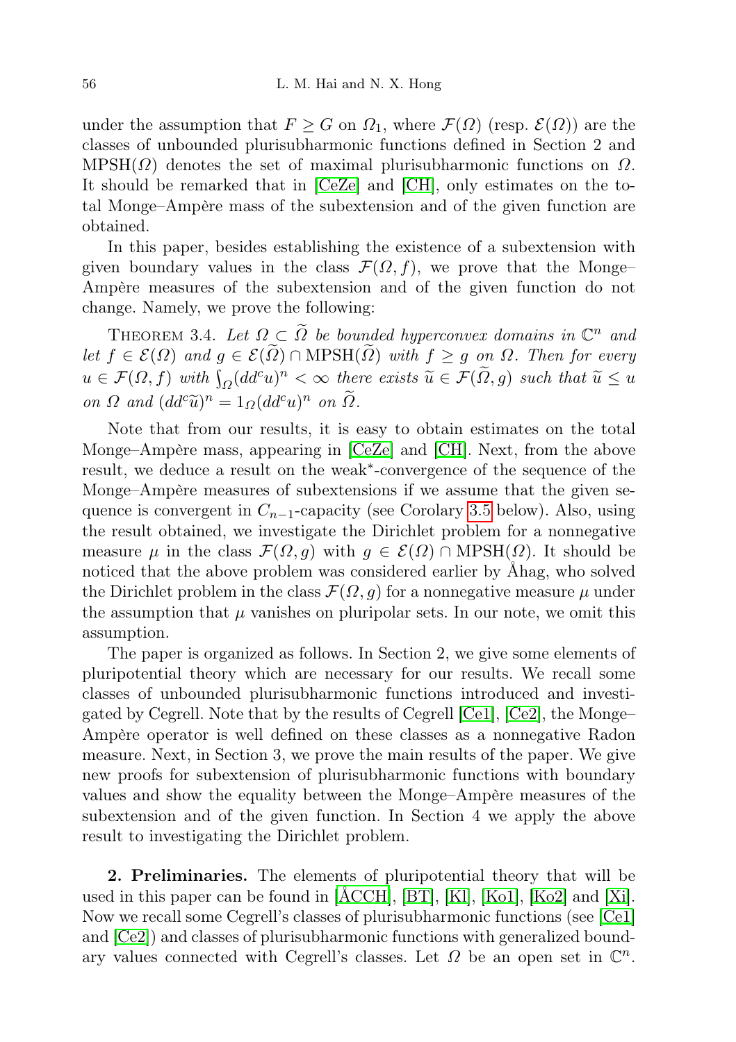under the assumption that $F \geq G$ on $\Omega_1$, where $\mathcal{F}(\Omega)$ (resp. $\mathcal{E}(\Omega)$) are the classes of unbounded plurisubharmonic functions defined in Section 2 and $\mathrm{MPSH}(\Omega)$ denotes the set of maximal plurisubharmonic functions on $\Omega$. It should be remarked that in [CeZe] and [CH], only estimates on the total Monge–Ampère mass of the subextension and of the given function are obtained.

In this paper, besides establishing the existence of a subextension with given boundary values in the class $\mathcal{F}(\Omega, f)$, we prove that the Monge–Ampère measures of the subextension and of the given function do not change. Namely, we prove the following:

Theorem 3.4. *Let $\Omega \subset \widetilde{\Omega}$ be bounded hyperconvex domains in $\mathbb{C}^n$ and let $f \in \mathcal{E}(\Omega)$ and $g \in \mathcal{E}(\widetilde{\Omega}) \cap \mathrm{MPSH}(\widetilde{\Omega})$ with $f \geq g$ on $\Omega$. Then for every $u \in \mathcal{F}(\Omega, f)$ with $\int_\Omega (dd^c u)^n < \infty$ there exists $\widetilde{u} \in \mathcal{F}(\widetilde{\Omega}, g)$ such that $\widetilde{u} \leq u$ on $\Omega$ and $(dd^c \widetilde{u})^n = 1_\Omega (dd^c u)^n$ on $\widetilde{\Omega}$.*

Note that from our results, it is easy to obtain estimates on the total Monge–Ampère mass, appearing in [CeZe] and [CH]. Next, from the above result, we deduce a result on the weak*-convergence of the sequence of the Monge–Ampère measures of subextensions if we assume that the given sequence is convergent in $C_{n-1}$-capacity (see Corolary 3.5 below). Also, using the result obtained, we investigate the Dirichlet problem for a nonnegative measure $\mu$ in the class $\mathcal{F}(\Omega, g)$ with $g \in \mathcal{E}(\Omega) \cap \mathrm{MPSH}(\Omega)$. It should be noticed that the above problem was considered earlier by Åhag, who solved the Dirichlet problem in the class $\mathcal{F}(\Omega, g)$ for a nonnegative measure $\mu$ under the assumption that $\mu$ vanishes on pluripolar sets. In our note, we omit this assumption.

The paper is organized as follows. In Section 2, we give some elements of pluripotential theory which are necessary for our results. We recall some classes of unbounded plurisubharmonic functions introduced and investigated by Cegrell. Note that by the results of Cegrell [Ce1], [Ce2], the Monge–Ampère operator is well defined on these classes as a nonnegative Radon measure. Next, in Section 3, we prove the main results of the paper. We give new proofs for subextension of plurisubharmonic functions with boundary values and show the equality between the Monge–Ampère measures of the subextension and of the given function. In Section 4 we apply the above result to investigating the Dirichlet problem.

**2. Preliminaries.** The elements of pluripotential theory that will be used in this paper can be found in [ÅCCH], [BT], [Kl], [Ko1], [Ko2] and [Xi]. Now we recall some Cegrell's classes of plurisubharmonic functions (see [Ce1] and [Ce2]) and classes of plurisubharmonic functions with generalized boundary values connected with Cegrell's classes. Let $\Omega$ be an open set in $\mathbb{C}^n$.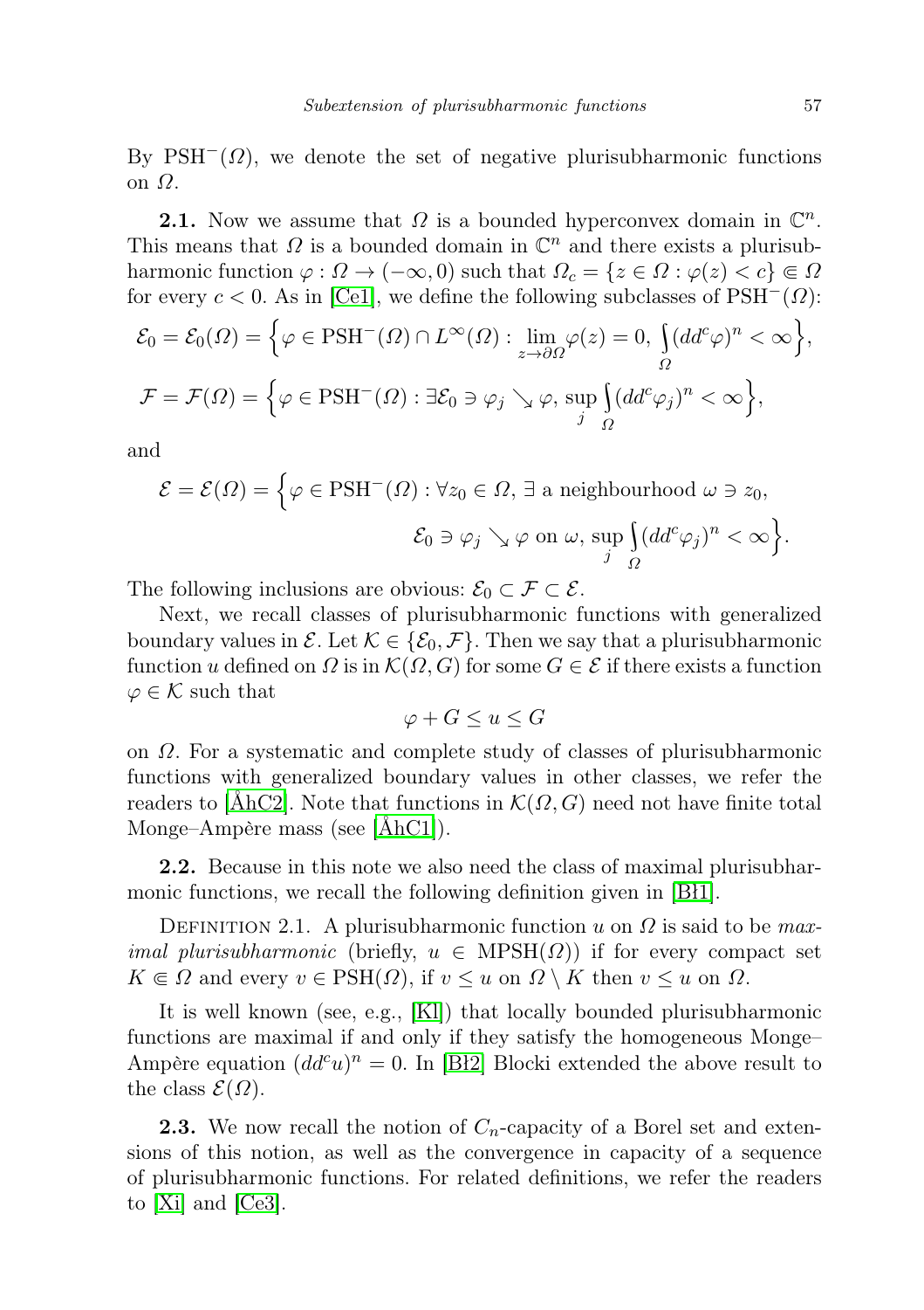By $\mathrm{PSH}^-(\Omega)$, we denote the set of negative plurisubharmonic functions on $\Omega$.

**2.1.** Now we assume that $\Omega$ is a bounded hyperconvex domain in $\mathbb{C}^n$. This means that $\Omega$ is a bounded domain in $\mathbb{C}^n$ and there exists a plurisubharmonic function $\varphi : \Omega \to (-\infty, 0)$ such that $\Omega_c = \{z \in \Omega : \varphi(z) < c\} \Subset \Omega$ for every $c < 0$. As in [Ce1], we define the following subclasses of $\mathrm{PSH}^-(\Omega)$:

$$\mathcal{E}_0 = \mathcal{E}_0(\Omega) = \Big\{\varphi \in \mathrm{PSH}^-(\Omega) \cap L^\infty(\Omega) : \lim_{z \to \partial\Omega} \varphi(z) = 0,\ \int_\Omega (dd^c\varphi)^n < \infty\Big\},$$

$$\mathcal{F} = \mathcal{F}(\Omega) = \Big\{\varphi \in \mathrm{PSH}^-(\Omega) : \exists \mathcal{E}_0 \ni \varphi_j \searrow \varphi,\ \sup_j \int_\Omega (dd^c\varphi_j)^n < \infty\Big\},$$

and

$$\mathcal{E} = \mathcal{E}(\Omega) = \Big\{\varphi \in \mathrm{PSH}^-(\Omega) : \forall z_0 \in \Omega,\ \exists \text{ a neighbourhood } \omega \ni z_0,$$
$$\mathcal{E}_0 \ni \varphi_j \searrow \varphi \text{ on } \omega,\ \sup_j \int_\Omega (dd^c\varphi_j)^n < \infty\Big\}.$$

The following inclusions are obvious: $\mathcal{E}_0 \subset \mathcal{F} \subset \mathcal{E}$.

Next, we recall classes of plurisubharmonic functions with generalized boundary values in $\mathcal{E}$. Let $\mathcal{K} \in \{\mathcal{E}_0, \mathcal{F}\}$. Then we say that a plurisubharmonic function $u$ defined on $\Omega$ is in $\mathcal{K}(\Omega, G)$ for some $G \in \mathcal{E}$ if there exists a function $\varphi \in \mathcal{K}$ such that

$$\varphi + G \le u \le G$$

on $\Omega$. For a systematic and complete study of classes of plurisubharmonic functions with generalized boundary values in other classes, we refer the readers to [ÅhC2]. Note that functions in $\mathcal{K}(\Omega, G)$ need not have finite total Monge–Ampère mass (see [ÅhC1]).

**2.2.** Because in this note we also need the class of maximal plurisubharmonic functions, we recall the following definition given in [Bł1].

Definition 2.1. A plurisubharmonic function $u$ on $\Omega$ is said to be *maximal plurisubharmonic* (briefly, $u \in \mathrm{MPSH}(\Omega)$) if for every compact set $K \Subset \Omega$ and every $v \in \mathrm{PSH}(\Omega)$, if $v \le u$ on $\Omega \setminus K$ then $v \le u$ on $\Omega$.

It is well known (see, e.g., [Kl]) that locally bounded plurisubharmonic functions are maximal if and only if they satisfy the homogeneous Monge–Ampère equation $(dd^c u)^n = 0$. In [Bł2] Blocki extended the above result to the class $\mathcal{E}(\Omega)$.

**2.3.** We now recall the notion of $C_n$-capacity of a Borel set and extensions of this notion, as well as the convergence in capacity of a sequence of plurisubharmonic functions. For related definitions, we refer the readers to [Xi] and [Ce3].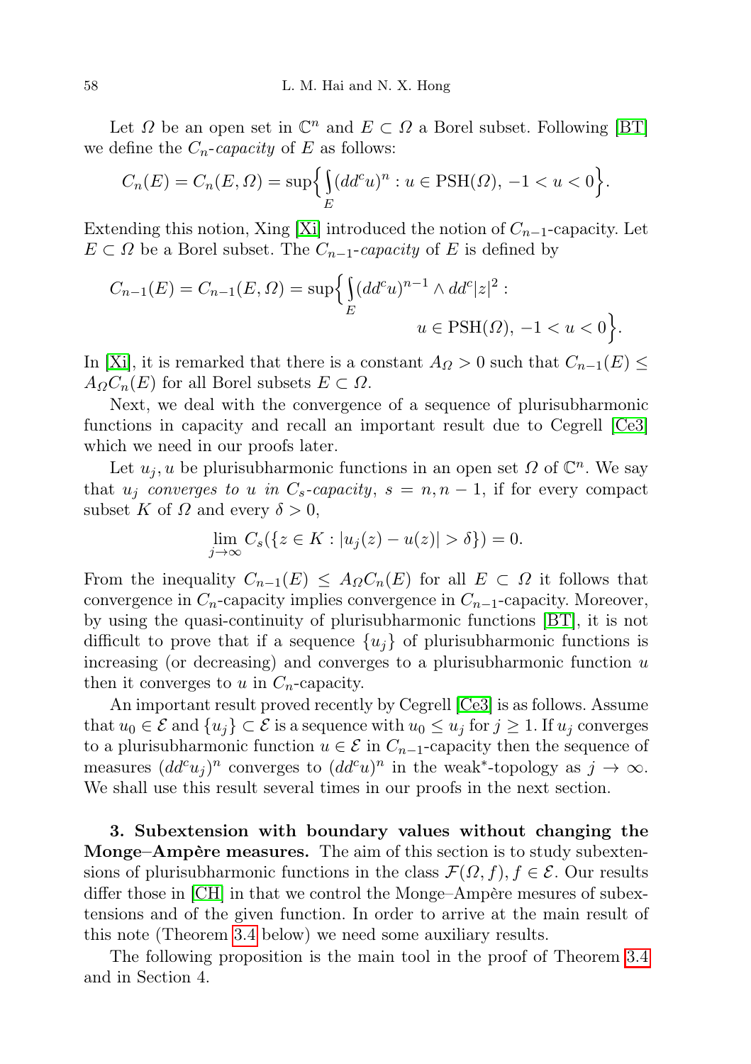Let $\Omega$ be an open set in $\mathbb{C}^n$ and $E \subset \Omega$ a Borel subset. Following [BT] we define the $C_n$-*capacity* of $E$ as follows:

$$C_n(E) = C_n(E, \Omega) = \sup\Big\{ \int_E (dd^c u)^n : u \in \mathrm{PSH}(\Omega),\ -1 < u < 0 \Big\}.$$

Extending this notion, Xing [Xi] introduced the notion of $C_{n-1}$-capacity. Let $E \subset \Omega$ be a Borel subset. The $C_{n-1}$-*capacity* of $E$ is defined by

$$C_{n-1}(E) = C_{n-1}(E, \Omega) = \sup\Big\{ \int_E (dd^c u)^{n-1} \wedge dd^c |z|^2 : u \in \mathrm{PSH}(\Omega),\ -1 < u < 0 \Big\}.$$

In [Xi], it is remarked that there is a constant $A_\Omega > 0$ such that $C_{n-1}(E) \le A_\Omega C_n(E)$ for all Borel subsets $E \subset \Omega$.

Next, we deal with the convergence of a sequence of plurisubharmonic functions in capacity and recall an important result due to Cegrell [Ce3] which we need in our proofs later.

Let $u_j, u$ be plurisubharmonic functions in an open set $\Omega$ of $\mathbb{C}^n$. We say that $u_j$ *converges to* $u$ *in* $C_s$-*capacity*, $s = n, n-1$, if for every compact subset $K$ of $\Omega$ and every $\delta > 0$,

$$\lim_{j\to\infty} C_s(\{z \in K : |u_j(z) - u(z)| > \delta\}) = 0.$$

From the inequality $C_{n-1}(E) \le A_\Omega C_n(E)$ for all $E \subset \Omega$ it follows that convergence in $C_n$-capacity implies convergence in $C_{n-1}$-capacity. Moreover, by using the quasi-continuity of plurisubharmonic functions [BT], it is not difficult to prove that if a sequence $\{u_j\}$ of plurisubharmonic functions is increasing (or decreasing) and converges to a plurisubharmonic function $u$ then it converges to $u$ in $C_n$-capacity.

An important result proved recently by Cegrell [Ce3] is as follows. Assume that $u_0 \in \mathcal{E}$ and $\{u_j\} \subset \mathcal{E}$ is a sequence with $u_0 \le u_j$ for $j \ge 1$. If $u_j$ converges to a plurisubharmonic function $u \in \mathcal{E}$ in $C_{n-1}$-capacity then the sequence of measures $(dd^c u_j)^n$ converges to $(dd^c u)^n$ in the weak$^*$-topology as $j \to \infty$. We shall use this result several times in our proofs in the next section.

**3. Subextension with boundary values without changing the Monge–Ampère measures.** The aim of this section is to study subextensions of plurisubharmonic functions in the class $\mathcal{F}(\Omega, f)$, $f \in \mathcal{E}$. Our results differ those in [CH] in that we control the Monge–Ampère mesures of subextensions and of the given function. In order to arrive at the main result of this note (Theorem 3.4 below) we need some auxiliary results.

The following proposition is the main tool in the proof of Theorem 3.4 and in Section 4.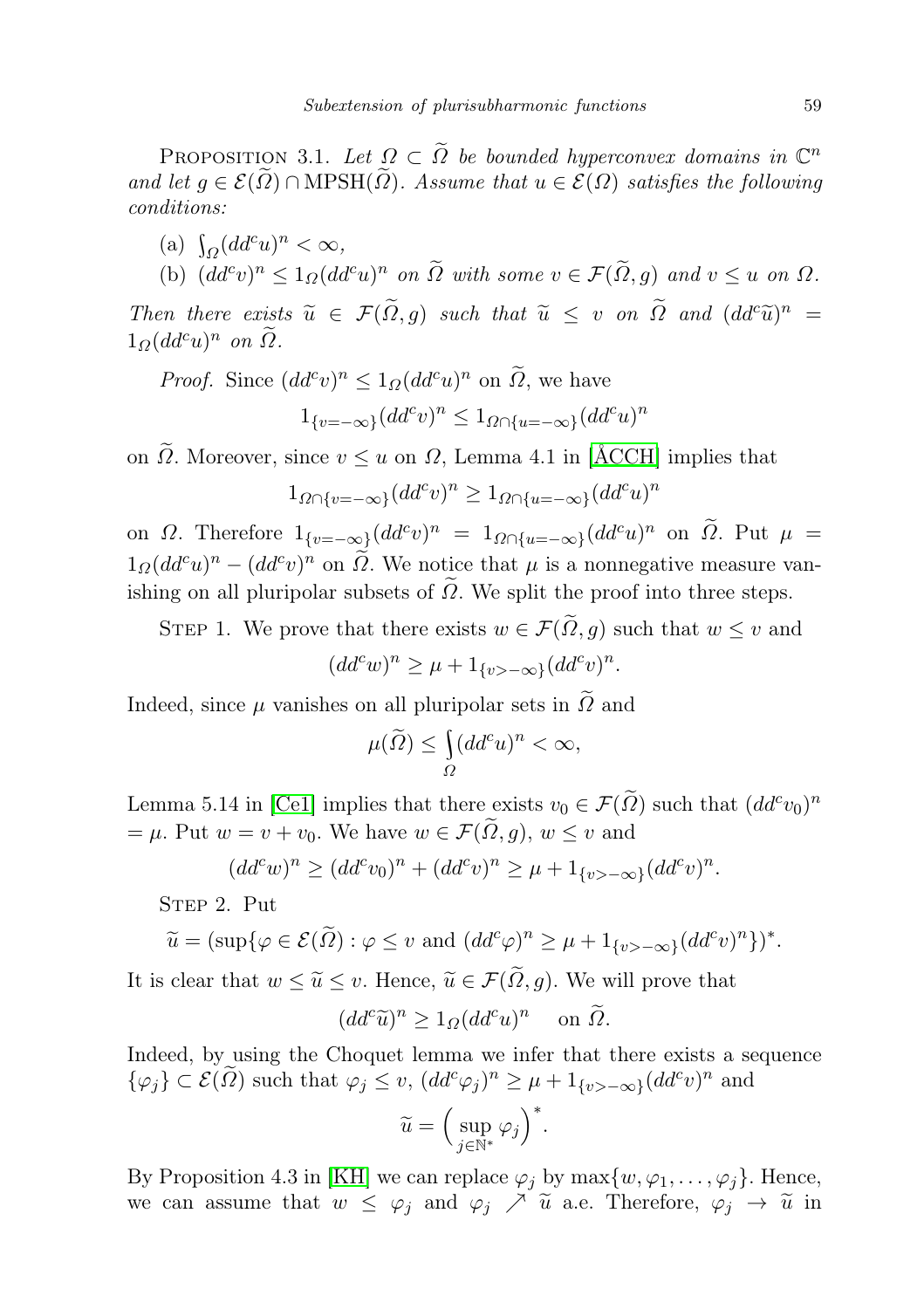Proposition 3.1. *Let $\Omega \subset \widetilde{\Omega}$ be bounded hyperconvex domains in $\mathbb{C}^n$ and let $g \in \mathcal{E}(\widetilde{\Omega}) \cap \mathrm{MPSH}(\widetilde{\Omega})$. Assume that $u \in \mathcal{E}(\Omega)$ satisfies the following conditions:*

(a) $\int_\Omega (dd^c u)^n < \infty$,

(b) $(dd^c v)^n \le 1_\Omega (dd^c u)^n$ *on* $\widetilde{\Omega}$ *with some* $v \in \mathcal{F}(\widetilde{\Omega}, g)$ *and* $v \le u$ *on* $\Omega$.

*Then there exists* $\widetilde{u} \in \mathcal{F}(\widetilde{\Omega}, g)$ *such that* $\widetilde{u} \le v$ *on* $\widetilde{\Omega}$ *and* $(dd^c \widetilde{u})^n = 1_\Omega (dd^c u)^n$ *on* $\widetilde{\Omega}$.

*Proof.* Since $(dd^c v)^n \le 1_\Omega (dd^c u)^n$ on $\widetilde{\Omega}$, we have

$$1_{\{v=-\infty\}}(dd^c v)^n \le 1_{\Omega \cap \{u=-\infty\}}(dd^c u)^n$$

on $\widetilde{\Omega}$. Moreover, since $v \le u$ on $\Omega$, Lemma 4.1 in [ÅCCH] implies that

$$1_{\Omega \cap \{v=-\infty\}}(dd^c v)^n \ge 1_{\Omega \cap \{u=-\infty\}}(dd^c u)^n$$

on $\Omega$. Therefore $1_{\{v=-\infty\}}(dd^c v)^n = 1_{\Omega \cap \{u=-\infty\}}(dd^c u)^n$ on $\widetilde{\Omega}$. Put $\mu = 1_\Omega (dd^c u)^n - (dd^c v)^n$ on $\widetilde{\Omega}$. We notice that $\mu$ is a nonnegative measure vanishing on all pluripolar subsets of $\widetilde{\Omega}$. We split the proof into three steps.

Step 1. We prove that there exists $w \in \mathcal{F}(\widetilde{\Omega}, g)$ such that $w \le v$ and

$$(dd^c w)^n \ge \mu + 1_{\{v>-\infty\}}(dd^c v)^n.$$

Indeed, since $\mu$ vanishes on all pluripolar sets in $\widetilde{\Omega}$ and

$$\mu(\widetilde{\Omega}) \le \int_\Omega (dd^c u)^n < \infty,$$

Lemma 5.14 in [Ce1] implies that there exists $v_0 \in \mathcal{F}(\widetilde{\Omega})$ such that $(dd^c v_0)^n = \mu$. Put $w = v + v_0$. We have $w \in \mathcal{F}(\widetilde{\Omega}, g)$, $w \le v$ and

$$(dd^c w)^n \ge (dd^c v_0)^n + (dd^c v)^n \ge \mu + 1_{\{v>-\infty\}}(dd^c v)^n.$$

Step 2. Put

$$\widetilde{u} = (\sup\{\varphi \in \mathcal{E}(\widetilde{\Omega}) : \varphi \le v \text{ and } (dd^c \varphi)^n \ge \mu + 1_{\{v>-\infty\}}(dd^c v)^n\})^*.$$

It is clear that $w \le \widetilde{u} \le v$. Hence, $\widetilde{u} \in \mathcal{F}(\widetilde{\Omega}, g)$. We will prove that

$$(dd^c \widetilde{u})^n \ge 1_\Omega (dd^c u)^n \quad \text{on } \widetilde{\Omega}.$$

Indeed, by using the Choquet lemma we infer that there exists a sequence $\{\varphi_j\} \subset \mathcal{E}(\widetilde{\Omega})$ such that $\varphi_j \le v$, $(dd^c \varphi_j)^n \ge \mu + 1_{\{v>-\infty\}}(dd^c v)^n$ and

$$\widetilde{u} = \Big(\sup_{j \in \mathbb{N}^*} \varphi_j\Big)^*.$$

By Proposition 4.3 in [KH] we can replace $\varphi_j$ by $\max\{w, \varphi_1, \ldots, \varphi_j\}$. Hence, we can assume that $w \le \varphi_j$ and $\varphi_j \nearrow \widetilde{u}$ a.e. Therefore, $\varphi_j \to \widetilde{u}$ in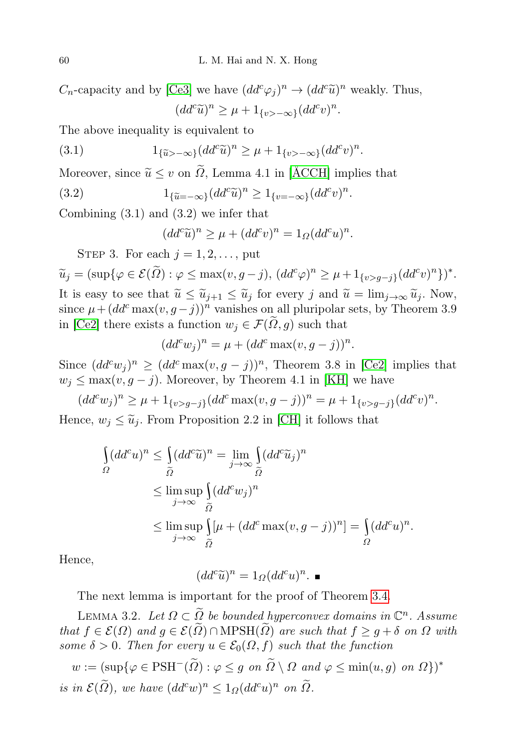$C_n$-capacity and by [Ce3] we have $(dd^c\varphi_j)^n \to (dd^c\widetilde{u})^n$ weakly. Thus,

$$(dd^c\widetilde{u})^n \geq \mu + 1_{\{v>-\infty\}}(dd^cv)^n.$$

The above inequality is equivalent to

$$1_{\{\widetilde{u}>-\infty\}}(dd^c\widetilde{u})^n \geq \mu + 1_{\{v>-\infty\}}(dd^cv)^n. \tag{3.1}$$

Moreover, since $\widetilde{u} \leq v$ on $\widetilde{\Omega}$, Lemma 4.1 in [ÅCCH] implies that

$$1_{\{\widetilde{u}=-\infty\}}(dd^c\widetilde{u})^n \geq 1_{\{v=-\infty\}}(dd^cv)^n. \tag{3.2}$$

Combining (3.1) and (3.2) we infer that

$$(dd^c\widetilde{u})^n \geq \mu + (dd^cv)^n = 1_{\Omega}(dd^cu)^n.$$

Step 3. For each $j = 1, 2, \ldots$, put

$\widetilde{u}_j = (\sup\{\varphi \in \mathcal{E}(\widetilde{\Omega}) : \varphi \leq \max(v, g-j),\ (dd^c\varphi)^n \geq \mu + 1_{\{v>g-j\}}(dd^cv)^n\})^*$.

It is easy to see that $\widetilde{u} \leq \widetilde{u}_{j+1} \leq \widetilde{u}_j$ for every $j$ and $\widetilde{u} = \lim_{j\to\infty}\widetilde{u}_j$. Now, since $\mu + (dd^c\max(v, g-j))^n$ vanishes on all pluripolar sets, by Theorem 3.9 in [Ce2] there exists a function $w_j \in \mathcal{F}(\widetilde{\Omega}, g)$ such that

$$(dd^cw_j)^n = \mu + (dd^c\max(v, g-j))^n.$$

Since $(dd^cw_j)^n \geq (dd^c\max(v, g-j))^n$, Theorem 3.8 in [Ce2] implies that $w_j \leq \max(v, g-j)$. Moreover, by Theorem 4.1 in [KH] we have

$$(dd^cw_j)^n \geq \mu + 1_{\{v>g-j\}}(dd^c\max(v, g-j))^n = \mu + 1_{\{v>g-j\}}(dd^cv)^n.$$

Hence, $w_j \leq \widetilde{u}_j$. From Proposition 2.2 in [CH] it follows that

$$\begin{aligned}
\int_{\Omega}(dd^cu)^n &\leq \int_{\widetilde{\Omega}}(dd^c\widetilde{u})^n = \lim_{j\to\infty}\int_{\widetilde{\Omega}}(dd^c\widetilde{u}_j)^n \\
&\leq \limsup_{j\to\infty}\int_{\widetilde{\Omega}}(dd^cw_j)^n \\
&\leq \limsup_{j\to\infty}\int_{\widetilde{\Omega}}[\mu + (dd^c\max(v, g-j))^n] = \int_{\Omega}(dd^cu)^n.
\end{aligned}$$

Hence,

$$(dd^c\widetilde{u})^n = 1_{\Omega}(dd^cu)^n. \ \blacksquare$$

The next lemma is important for the proof of Theorem 3.4.

Lemma 3.2. *Let $\Omega \subset \widetilde{\Omega}$ be bounded hyperconvex domains in $\mathbb{C}^n$. Assume that $f \in \mathcal{E}(\Omega)$ and $g \in \mathcal{E}(\widetilde{\Omega}) \cap \mathrm{MPSH}(\widetilde{\Omega})$ are such that $f \geq g + \delta$ on $\Omega$ with some $\delta > 0$. Then for every $u \in \mathcal{E}_0(\Omega, f)$ such that the function*

$$w := (\sup\{\varphi \in \mathrm{PSH}^-(\widetilde{\Omega}) : \varphi \leq g \text{ on } \widetilde{\Omega} \setminus \Omega \text{ and } \varphi \leq \min(u, g) \text{ on } \Omega\})^*$$

*is in $\mathcal{E}(\widetilde{\Omega})$, we have $(dd^cw)^n \leq 1_{\Omega}(dd^cu)^n$ on $\widetilde{\Omega}$.*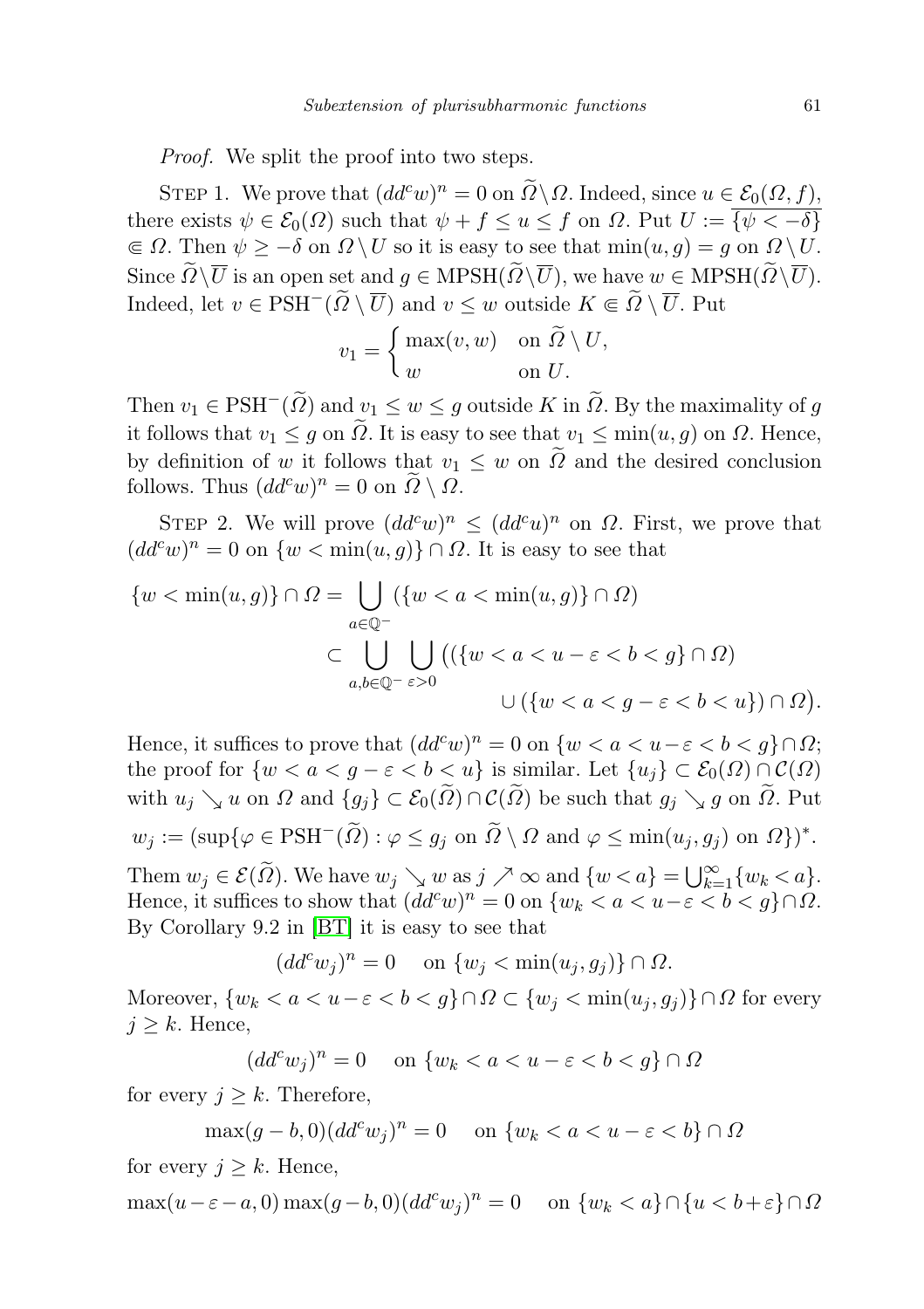*Proof.* We split the proof into two steps.

STEP 1. We prove that $(dd^c w)^n = 0$ on $\widetilde{\Omega}\setminus\Omega$. Indeed, since $u \in \mathcal{E}_0(\Omega, f)$, there exists $\psi \in \mathcal{E}_0(\Omega)$ such that $\psi + f \le u \le f$ on $\Omega$. Put $U := \overline{\{\psi < -\delta\}} \Subset \Omega$. Then $\psi \ge -\delta$ on $\Omega\setminus U$ so it is easy to see that $\min(u, g) = g$ on $\Omega\setminus U$. Since $\widetilde{\Omega}\setminus\overline{U}$ is an open set and $g \in \mathrm{MPSH}(\widetilde{\Omega}\setminus\overline{U})$, we have $w \in \mathrm{MPSH}(\widetilde{\Omega}\setminus\overline{U})$. Indeed, let $v \in \mathrm{PSH}^-(\widetilde{\Omega}\setminus\overline{U})$ and $v \le w$ outside $K \Subset \widetilde{\Omega}\setminus\overline{U}$. Put

$$v_1 = \begin{cases} \max(v, w) & \text{on } \widetilde{\Omega}\setminus U, \\ w & \text{on } U. \end{cases}$$

Then $v_1 \in \mathrm{PSH}^-(\widetilde{\Omega})$ and $v_1 \le w \le g$ outside $K$ in $\widetilde{\Omega}$. By the maximality of $g$ it follows that $v_1 \le g$ on $\widetilde{\Omega}$. It is easy to see that $v_1 \le \min(u, g)$ on $\Omega$. Hence, by definition of $w$ it follows that $v_1 \le w$ on $\widetilde{\Omega}$ and the desired conclusion follows. Thus $(dd^c w)^n = 0$ on $\widetilde{\Omega}\setminus\Omega$.

STEP 2. We will prove $(dd^c w)^n \le (dd^c u)^n$ on $\Omega$. First, we prove that $(dd^c w)^n = 0$ on $\{w < \min(u, g)\} \cap \Omega$. It is easy to see that

$$\begin{aligned}\{w < \min(u, g)\} \cap \Omega &= \bigcup_{a\in\mathbb{Q}^-} (\{w < a < \min(u, g)\} \cap \Omega) \\ &\subset \bigcup_{a,b\in\mathbb{Q}^-} \bigcup_{\varepsilon>0} \big((\{w < a < u - \varepsilon < b < g\} \cap \Omega) \\ &\qquad\qquad \cup (\{w < a < g - \varepsilon < b < u\}) \cap \Omega\big).\end{aligned}$$

Hence, it suffices to prove that $(dd^c w)^n = 0$ on $\{w < a < u-\varepsilon < b < g\}\cap\Omega$; the proof for $\{w < a < g - \varepsilon < b < u\}$ is similar. Let $\{u_j\} \subset \mathcal{E}_0(\Omega) \cap \mathcal{C}(\Omega)$ with $u_j \searrow u$ on $\Omega$ and $\{g_j\} \subset \mathcal{E}_0(\widetilde{\Omega}) \cap \mathcal{C}(\widetilde{\Omega})$ be such that $g_j \searrow g$ on $\widetilde{\Omega}$. Put

$$w_j := (\sup\{\varphi \in \mathrm{PSH}^-(\widetilde{\Omega}) : \varphi \le g_j \text{ on } \widetilde{\Omega}\setminus\Omega \text{ and } \varphi \le \min(u_j, g_j) \text{ on } \Omega\})^*.$$

Them $w_j \in \mathcal{E}(\widetilde{\Omega})$. We have $w_j \searrow w$ as $j \nearrow \infty$ and $\{w < a\} = \bigcup_{k=1}^{\infty}\{w_k < a\}$. Hence, it suffices to show that $(dd^c w)^n = 0$ on $\{w_k < a < u-\varepsilon < b < g\}\cap\Omega$. By Corollary 9.2 in [BT] it is easy to see that

$$(dd^c w_j)^n = 0 \quad \text{on } \{w_j < \min(u_j, g_j)\} \cap \Omega.$$

Moreover, $\{w_k < a < u - \varepsilon < b < g\} \cap \Omega \subset \{w_j < \min(u_j, g_j)\} \cap \Omega$ for every $j \ge k$. Hence,

$$(dd^c w_j)^n = 0 \quad \text{on } \{w_k < a < u - \varepsilon < b < g\} \cap \Omega$$

for every $j \ge k$. Therefore,

$$\max(g - b, 0)(dd^c w_j)^n = 0 \quad \text{on } \{w_k < a < u - \varepsilon < b\} \cap \Omega$$

for every $j \ge k$. Hence,

$$\max(u-\varepsilon-a, 0)\max(g-b, 0)(dd^c w_j)^n = 0 \quad \text{on } \{w_k < a\} \cap \{u < b+\varepsilon\} \cap \Omega$$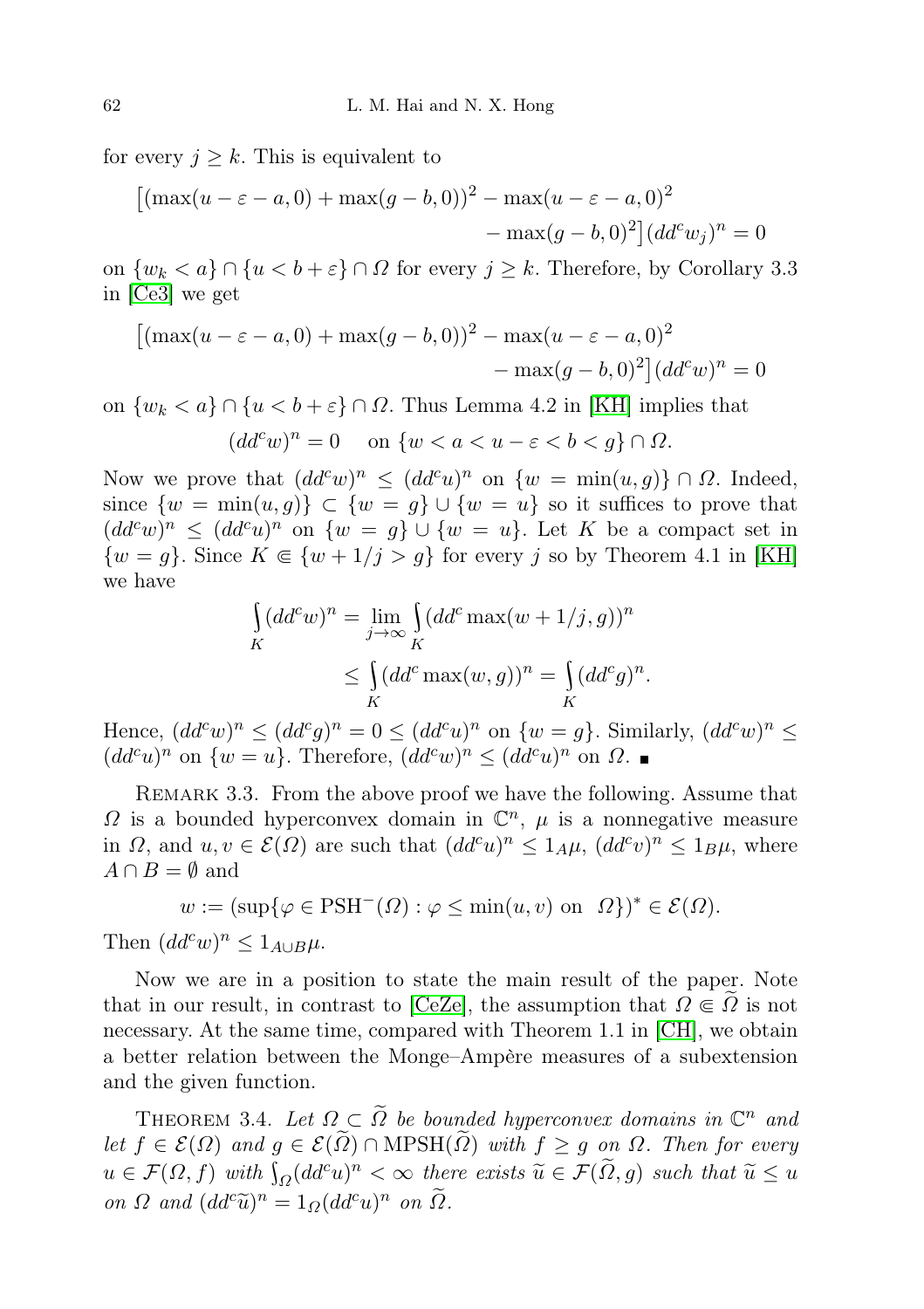for every $j \geq k$. This is equivalent to

$$\begin{aligned}\big[(\max(u-\varepsilon-a,0)+\max(g-b,0))^2 - \max(u-\varepsilon-a,0)^2 \\ - \max(g-b,0)^2\big](dd^c w_j)^n = 0\end{aligned}$$

on $\{w_k < a\} \cap \{u < b+\varepsilon\} \cap \Omega$ for every $j \geq k$. Therefore, by Corollary 3.3 in [Ce3] we get

$$\begin{aligned}\big[(\max(u-\varepsilon-a,0)+\max(g-b,0))^2 - \max(u-\varepsilon-a,0)^2 \\ - \max(g-b,0)^2\big](dd^c w)^n = 0\end{aligned}$$

on $\{w_k < a\} \cap \{u < b+\varepsilon\} \cap \Omega$. Thus Lemma 4.2 in [KH] implies that

$$(dd^c w)^n = 0 \quad \text{ on } \{w < a < u - \varepsilon < b < g\} \cap \Omega.$$

Now we prove that $(dd^c w)^n \leq (dd^c u)^n$ on $\{w = \min(u,g)\} \cap \Omega$. Indeed, since $\{w = \min(u,g)\} \subset \{w = g\} \cup \{w = u\}$ so it suffices to prove that $(dd^c w)^n \leq (dd^c u)^n$ on $\{w = g\} \cup \{w = u\}$. Let $K$ be a compact set in $\{w = g\}$. Since $K \Subset \{w + 1/j > g\}$ for every $j$ so by Theorem 4.1 in [KH] we have

$$\begin{aligned}\int_K (dd^c w)^n &= \lim_{j\to\infty} \int_K (dd^c \max(w+1/j, g))^n \\ &\leq \int_K (dd^c \max(w,g))^n = \int_K (dd^c g)^n.\end{aligned}$$

Hence, $(dd^c w)^n \leq (dd^c g)^n = 0 \leq (dd^c u)^n$ on $\{w = g\}$. Similarly, $(dd^c w)^n \leq (dd^c u)^n$ on $\{w = u\}$. Therefore, $(dd^c w)^n \leq (dd^c u)^n$ on $\Omega$. ∎

Remark 3.3. From the above proof we have the following. Assume that $\Omega$ is a bounded hyperconvex domain in $\mathbb{C}^n$, $\mu$ is a nonnegative measure in $\Omega$, and $u, v \in \mathcal{E}(\Omega)$ are such that $(dd^c u)^n \leq 1_A \mu$, $(dd^c v)^n \leq 1_B \mu$, where $A \cap B = \emptyset$ and

$$w := (\sup\{\varphi \in \mathrm{PSH}^-(\Omega) : \varphi \leq \min(u,v) \text{ on } \ \Omega\})^* \in \mathcal{E}(\Omega).$$

Then $(dd^c w)^n \leq 1_{A\cup B}\mu$.

Now we are in a position to state the main result of the paper. Note that in our result, in contrast to [CeZe], the assumption that $\Omega \Subset \widetilde{\Omega}$ is not necessary. At the same time, compared with Theorem 1.1 in [CH], we obtain a better relation between the Monge–Ampère measures of a subextension and the given function.

Theorem 3.4. *Let $\Omega \subset \widetilde{\Omega}$ be bounded hyperconvex domains in $\mathbb{C}^n$ and let $f \in \mathcal{E}(\Omega)$ and $g \in \mathcal{E}(\widetilde{\Omega}) \cap \mathrm{MPSH}(\widetilde{\Omega})$ with $f \geq g$ on $\Omega$. Then for every $u \in \mathcal{F}(\Omega, f)$ with $\int_\Omega (dd^c u)^n < \infty$ there exists $\widetilde{u} \in \mathcal{F}(\widetilde{\Omega}, g)$ such that $\widetilde{u} \leq u$ on $\Omega$ and $(dd^c \widetilde{u})^n = 1_\Omega (dd^c u)^n$ on $\widetilde{\Omega}$.*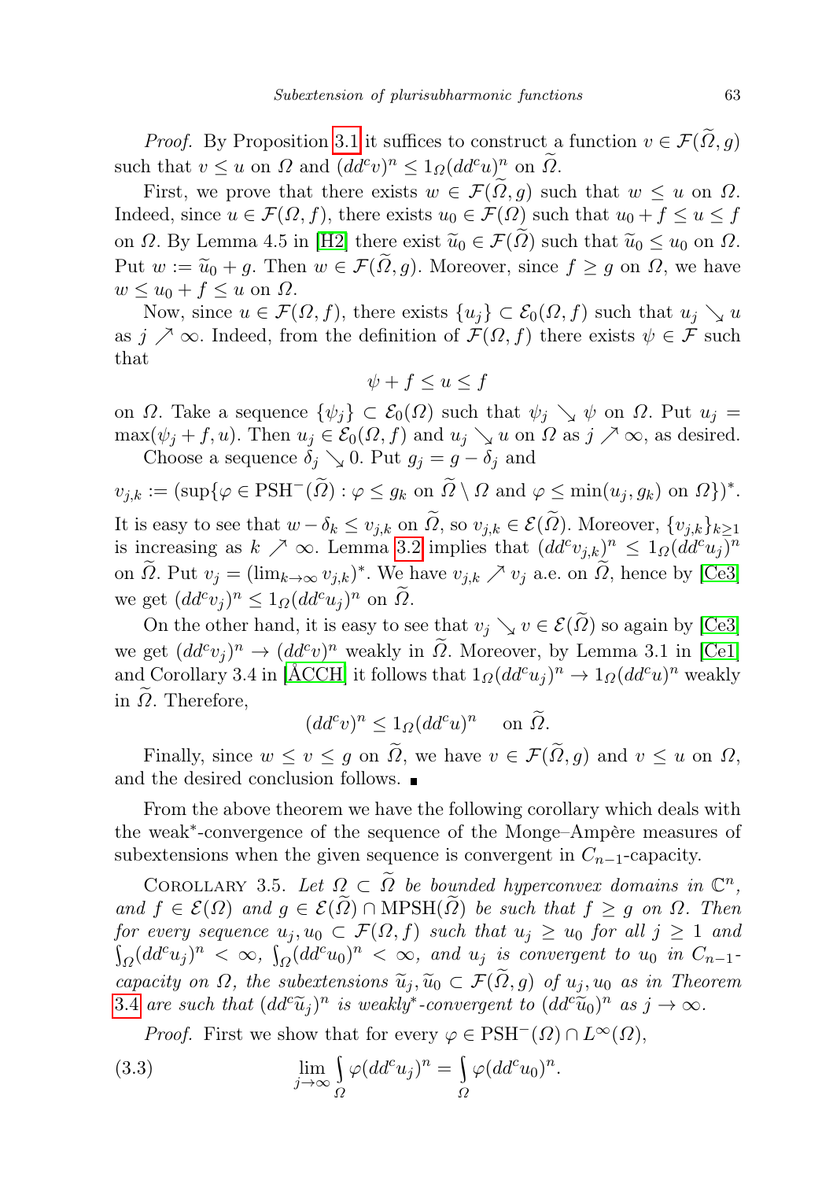*Proof.* By Proposition 3.1 it suffices to construct a function $v \in \mathcal{F}(\widetilde{\Omega}, g)$ such that $v \le u$ on $\Omega$ and $(dd^c v)^n \le 1_\Omega (dd^c u)^n$ on $\widetilde{\Omega}$.

First, we prove that there exists $w \in \mathcal{F}(\widetilde{\Omega}, g)$ such that $w \le u$ on $\Omega$. Indeed, since $u \in \mathcal{F}(\Omega, f)$, there exists $u_0 \in \mathcal{F}(\Omega)$ such that $u_0 + f \le u \le f$ on $\Omega$. By Lemma 4.5 in [H2] there exist $\widetilde{u}_0 \in \mathcal{F}(\widetilde{\Omega})$ such that $\widetilde{u}_0 \le u_0$ on $\Omega$. Put $w := \widetilde{u}_0 + g$. Then $w \in \mathcal{F}(\widetilde{\Omega}, g)$. Moreover, since $f \ge g$ on $\Omega$, we have $w \le u_0 + f \le u$ on $\Omega$.

Now, since $u \in \mathcal{F}(\Omega, f)$, there exists $\{u_j\} \subset \mathcal{E}_0(\Omega, f)$ such that $u_j \searrow u$ as $j \nearrow \infty$. Indeed, from the definition of $\mathcal{F}(\Omega, f)$ there exists $\psi \in \mathcal{F}$ such that

$$\psi + f \le u \le f$$

on $\Omega$. Take a sequence $\{\psi_j\} \subset \mathcal{E}_0(\Omega)$ such that $\psi_j \searrow \psi$ on $\Omega$. Put $u_j = \max(\psi_j + f, u)$. Then $u_j \in \mathcal{E}_0(\Omega, f)$ and $u_j \searrow u$ on $\Omega$ as $j \nearrow \infty$, as desired.

Choose a sequence $\delta_j \searrow 0$. Put $g_j = g - \delta_j$ and

$$v_{j,k} := (\sup\{\varphi \in \mathrm{PSH}^-(\widetilde{\Omega}) : \varphi \le g_k \text{ on } \widetilde{\Omega} \setminus \Omega \text{ and } \varphi \le \min(u_j, g_k) \text{ on } \Omega\})^*.$$

It is easy to see that $w - \delta_k \le v_{j,k}$ on $\widetilde{\Omega}$, so $v_{j,k} \in \mathcal{E}(\widetilde{\Omega})$. Moreover, $\{v_{j,k}\}_{k \ge 1}$ is increasing as $k \nearrow \infty$. Lemma 3.2 implies that $(dd^c v_{j,k})^n \le 1_\Omega (dd^c u_j)^n$ on $\widetilde{\Omega}$. Put $v_j = (\lim_{k\to\infty} v_{j,k})^*$. We have $v_{j,k} \nearrow v_j$ a.e. on $\widetilde{\Omega}$, hence by [Ce3] we get $(dd^c v_j)^n \le 1_\Omega (dd^c u_j)^n$ on $\widetilde{\Omega}$.

On the other hand, it is easy to see that $v_j \searrow v \in \mathcal{E}(\widetilde{\Omega})$ so again by [Ce3] we get $(dd^c v_j)^n \to (dd^c v)^n$ weakly in $\widetilde{\Omega}$. Moreover, by Lemma 3.1 in [Ce1] and Corollary 3.4 in [ÅCCH] it follows that $1_\Omega (dd^c u_j)^n \to 1_\Omega (dd^c u)^n$ weakly in $\widetilde{\Omega}$. Therefore,

$$(dd^c v)^n \le 1_\Omega (dd^c u)^n \quad \text{on } \widetilde{\Omega}.$$

Finally, since $w \le v \le g$ on $\widetilde{\Omega}$, we have $v \in \mathcal{F}(\widetilde{\Omega}, g)$ and $v \le u$ on $\Omega$, and the desired conclusion follows. ∎

From the above theorem we have the following corollary which deals with the weak*-convergence of the sequence of the Monge–Ampère measures of subextensions when the given sequence is convergent in $C_{n-1}$-capacity.

Corollary 3.5. *Let $\Omega \subset \widetilde{\Omega}$ be bounded hyperconvex domains in $\mathbb{C}^n$, and $f \in \mathcal{E}(\Omega)$ and $g \in \mathcal{E}(\widetilde{\Omega}) \cap \mathrm{MPSH}(\widetilde{\Omega})$ be such that $f \ge g$ on $\Omega$. Then for every sequence $u_j, u_0 \subset \mathcal{F}(\Omega, f)$ such that $u_j \ge u_0$ for all $j \ge 1$ and $\int_\Omega (dd^c u_j)^n < \infty$, $\int_\Omega (dd^c u_0)^n < \infty$, and $u_j$ is convergent to $u_0$ in $C_{n-1}$-capacity on $\Omega$, the subextensions $\widetilde{u}_j, \widetilde{u}_0 \subset \mathcal{F}(\widetilde{\Omega}, g)$ of $u_j, u_0$ as in Theorem 3.4 are such that $(dd^c \widetilde{u}_j)^n$ is weakly*-convergent to $(dd^c \widetilde{u}_0)^n$ as $j \to \infty$.*

*Proof.* First we show that for every $\varphi \in \mathrm{PSH}^-(\Omega) \cap L^\infty(\Omega)$,

$$\lim_{j\to\infty} \int_\Omega \varphi (dd^c u_j)^n = \int_\Omega \varphi (dd^c u_0)^n. \tag{3.3}$$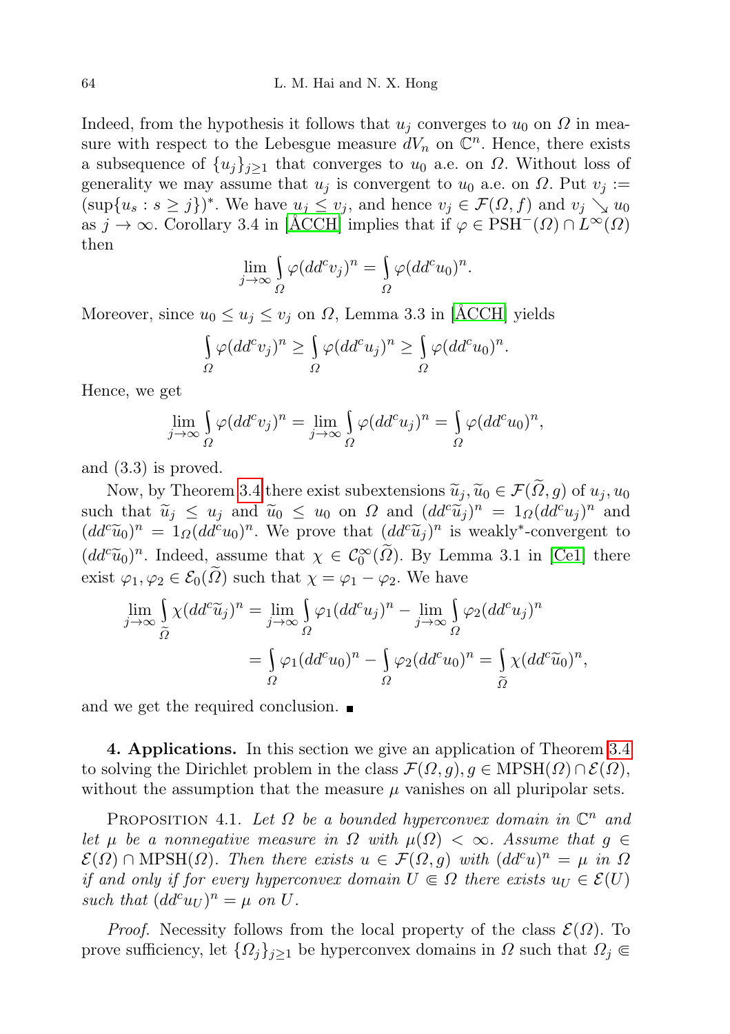Indeed, from the hypothesis it follows that $u_j$ converges to $u_0$ on $\Omega$ in measure with respect to the Lebesgue measure $dV_n$ on $\mathbb{C}^n$. Hence, there exists a subsequence of $\{u_j\}_{j\geq 1}$ that converges to $u_0$ a.e. on $\Omega$. Without loss of generality we may assume that $u_j$ is convergent to $u_0$ a.e. on $\Omega$. Put $v_j := (\sup\{u_s : s \geq j\})^*$. We have $u_j \leq v_j$, and hence $v_j \in \mathcal{F}(\Omega, f)$ and $v_j \searrow u_0$ as $j \to \infty$. Corollary 3.4 in [ÅCCH] implies that if $\varphi \in \mathrm{PSH}^-(\Omega) \cap L^\infty(\Omega)$ then

$$\lim_{j\to\infty} \int_\Omega \varphi(dd^c v_j)^n = \int_\Omega \varphi(dd^c u_0)^n.$$

Moreover, since $u_0 \leq u_j \leq v_j$ on $\Omega$, Lemma 3.3 in [ÅCCH] yields

$$\int_\Omega \varphi(dd^c v_j)^n \geq \int_\Omega \varphi(dd^c u_j)^n \geq \int_\Omega \varphi(dd^c u_0)^n.$$

Hence, we get

$$\lim_{j\to\infty} \int_\Omega \varphi(dd^c v_j)^n = \lim_{j\to\infty} \int_\Omega \varphi(dd^c u_j)^n = \int_\Omega \varphi(dd^c u_0)^n,$$

and (3.3) is proved.

Now, by Theorem 3.4 there exist subextensions $\widetilde{u}_j, \widetilde{u}_0 \in \mathcal{F}(\widetilde{\Omega}, g)$ of $u_j, u_0$ such that $\widetilde{u}_j \leq u_j$ and $\widetilde{u}_0 \leq u_0$ on $\Omega$ and $(dd^c\widetilde{u}_j)^n = 1_\Omega(dd^c u_j)^n$ and $(dd^c\widetilde{u}_0)^n = 1_\Omega(dd^c u_0)^n$. We prove that $(dd^c\widetilde{u}_j)^n$ is weakly*-convergent to $(dd^c\widetilde{u}_0)^n$. Indeed, assume that $\chi \in \mathcal{C}_0^\infty(\widetilde{\Omega})$. By Lemma 3.1 in [Ce1] there exist $\varphi_1, \varphi_2 \in \mathcal{E}_0(\widetilde{\Omega})$ such that $\chi = \varphi_1 - \varphi_2$. We have

$$\begin{aligned}
\lim_{j\to\infty} \int_{\widetilde{\Omega}} \chi(dd^c\widetilde{u}_j)^n &= \lim_{j\to\infty} \int_\Omega \varphi_1(dd^c u_j)^n - \lim_{j\to\infty} \int_\Omega \varphi_2(dd^c u_j)^n \\
&= \int_\Omega \varphi_1(dd^c u_0)^n - \int_\Omega \varphi_2(dd^c u_0)^n = \int_{\widetilde{\Omega}} \chi(dd^c\widetilde{u}_0)^n,
\end{aligned}$$

and we get the required conclusion. ■

**4. Applications.** In this section we give an application of Theorem 3.4 to solving the Dirichlet problem in the class $\mathcal{F}(\Omega, g), g \in \mathrm{MPSH}(\Omega) \cap \mathcal{E}(\Omega)$, without the assumption that the measure $\mu$ vanishes on all pluripolar sets.

Proposition 4.1. *Let $\Omega$ be a bounded hyperconvex domain in $\mathbb{C}^n$ and let $\mu$ be a nonnegative measure in $\Omega$ with $\mu(\Omega) < \infty$. Assume that $g \in \mathcal{E}(\Omega) \cap \mathrm{MPSH}(\Omega)$. Then there exists $u \in \mathcal{F}(\Omega, g)$ with $(dd^c u)^n = \mu$ in $\Omega$ if and only if for every hyperconvex domain $U \Subset \Omega$ there exists $u_U \in \mathcal{E}(U)$ such that $(dd^c u_U)^n = \mu$ on $U$.*

*Proof.* Necessity follows from the local property of the class $\mathcal{E}(\Omega)$. To prove sufficiency, let $\{\Omega_j\}_{j\geq 1}$ be hyperconvex domains in $\Omega$ such that $\Omega_j \Subset$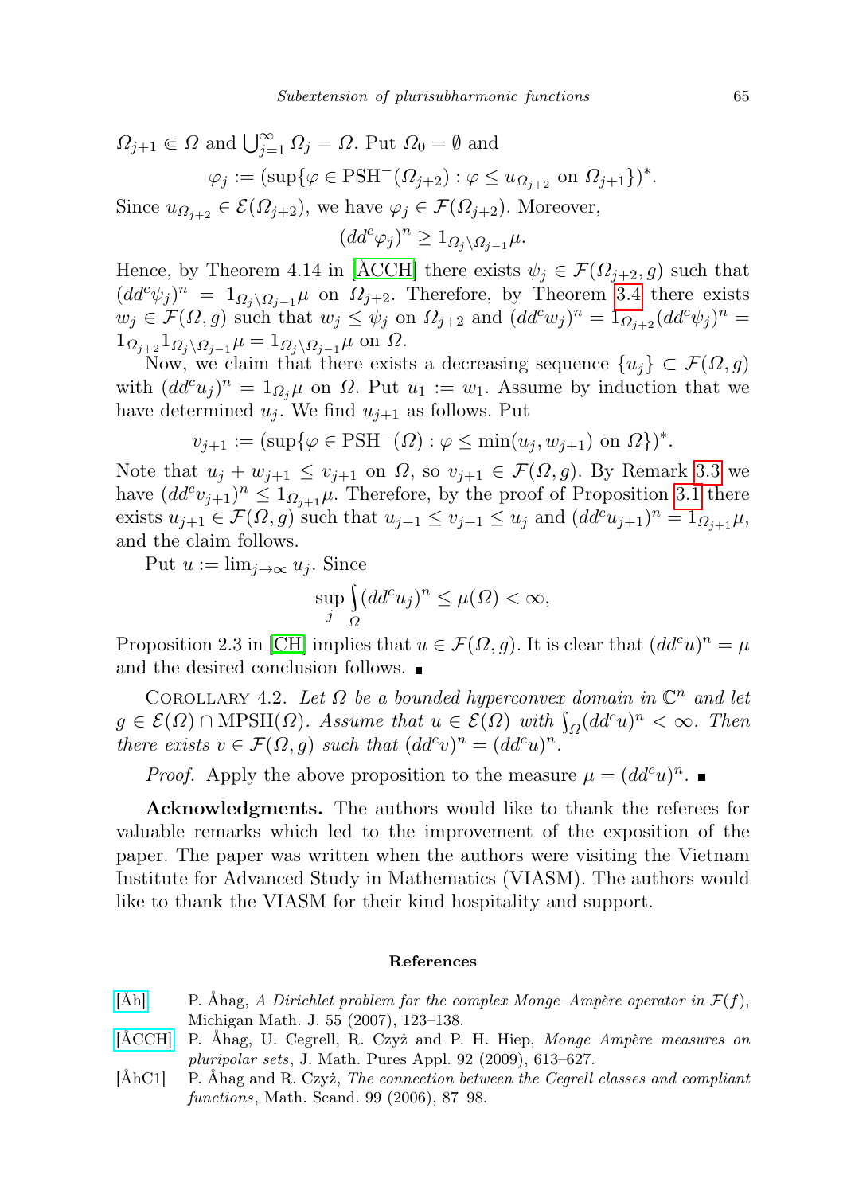$\Omega_{j+1} \Subset \Omega$ and $\bigcup_{j=1}^{\infty} \Omega_j = \Omega$. Put $\Omega_0 = \emptyset$ and

$$\varphi_j := (\sup\{\varphi \in \mathrm{PSH}^-(\Omega_{j+2}) : \varphi \leq u_{\Omega_{j+2}} \text{ on } \Omega_{j+1}\})^*.$$

Since $u_{\Omega_{j+2}} \in \mathcal{E}(\Omega_{j+2})$, we have $\varphi_j \in \mathcal{F}(\Omega_{j+2})$. Moreover,

$$(dd^c\varphi_j)^n \geq 1_{\Omega_j \setminus \Omega_{j-1}}\mu.$$

Hence, by Theorem 4.14 in [ÅCCH] there exists $\psi_j \in \mathcal{F}(\Omega_{j+2}, g)$ such that $(dd^c\psi_j)^n = 1_{\Omega_j \setminus \Omega_{j-1}}\mu$ on $\Omega_{j+2}$. Therefore, by Theorem 3.4 there exists $w_j \in \mathcal{F}(\Omega, g)$ such that $w_j \leq \psi_j$ on $\Omega_{j+2}$ and $(dd^c w_j)^n = 1_{\Omega_{j+2}}(dd^c\psi_j)^n = 1_{\Omega_{j+2}} 1_{\Omega_j \setminus \Omega_{j-1}}\mu = 1_{\Omega_j \setminus \Omega_{j-1}}\mu$ on $\Omega$.

Now, we claim that there exists a decreasing sequence $\{u_j\} \subset \mathcal{F}(\Omega, g)$ with $(dd^c u_j)^n = 1_{\Omega_j}\mu$ on $\Omega$. Put $u_1 := w_1$. Assume by induction that we have determined $u_j$. We find $u_{j+1}$ as follows. Put

$$v_{j+1} := (\sup\{\varphi \in \mathrm{PSH}^-(\Omega) : \varphi \leq \min(u_j, w_{j+1}) \text{ on } \Omega\})^*.$$

Note that $u_j + w_{j+1} \leq v_{j+1}$ on $\Omega$, so $v_{j+1} \in \mathcal{F}(\Omega, g)$. By Remark 3.3 we have $(dd^c v_{j+1})^n \leq 1_{\Omega_{j+1}}\mu$. Therefore, by the proof of Proposition 3.1 there exists $u_{j+1} \in \mathcal{F}(\Omega, g)$ such that $u_{j+1} \leq v_{j+1} \leq u_j$ and $(dd^c u_{j+1})^n = 1_{\Omega_{j+1}}\mu$, and the claim follows.

Put $u := \lim_{j\to\infty} u_j$. Since

$$\sup_j \int_\Omega (dd^c u_j)^n \leq \mu(\Omega) < \infty,$$

Proposition 2.3 in [CH] implies that $u \in \mathcal{F}(\Omega, g)$. It is clear that $(dd^c u)^n = \mu$ and the desired conclusion follows. ∎

Corollary 4.2. *Let $\Omega$ be a bounded hyperconvex domain in $\mathbb{C}^n$ and let $g \in \mathcal{E}(\Omega) \cap \mathrm{MPSH}(\Omega)$. Assume that $u \in \mathcal{E}(\Omega)$ with $\int_\Omega (dd^c u)^n < \infty$. Then there exists $v \in \mathcal{F}(\Omega, g)$ such that $(dd^c v)^n = (dd^c u)^n$.*

*Proof.* Apply the above proposition to the measure $\mu = (dd^c u)^n$. ∎

**Acknowledgments.** The authors would like to thank the referees for valuable remarks which led to the improvement of the exposition of the paper. The paper was written when the authors were visiting the Vietnam Institute for Advanced Study in Mathematics (VIASM). The authors would like to thank the VIASM for their kind hospitality and support.

## References

[Åh] P. Åhag, *A Dirichlet problem for the complex Monge–Ampère operator in $\mathcal{F}(f)$*, Michigan Math. J. 55 (2007), 123–138.

[ÅCCH] P. Åhag, U. Cegrell, R. Czyż and P. H. Hiep, *Monge–Ampère measures on pluripolar sets*, J. Math. Pures Appl. 92 (2009), 613–627.

[ÅhC1] P. Åhag and R. Czyż, *The connection between the Cegrell classes and compliant functions*, Math. Scand. 99 (2006), 87–98.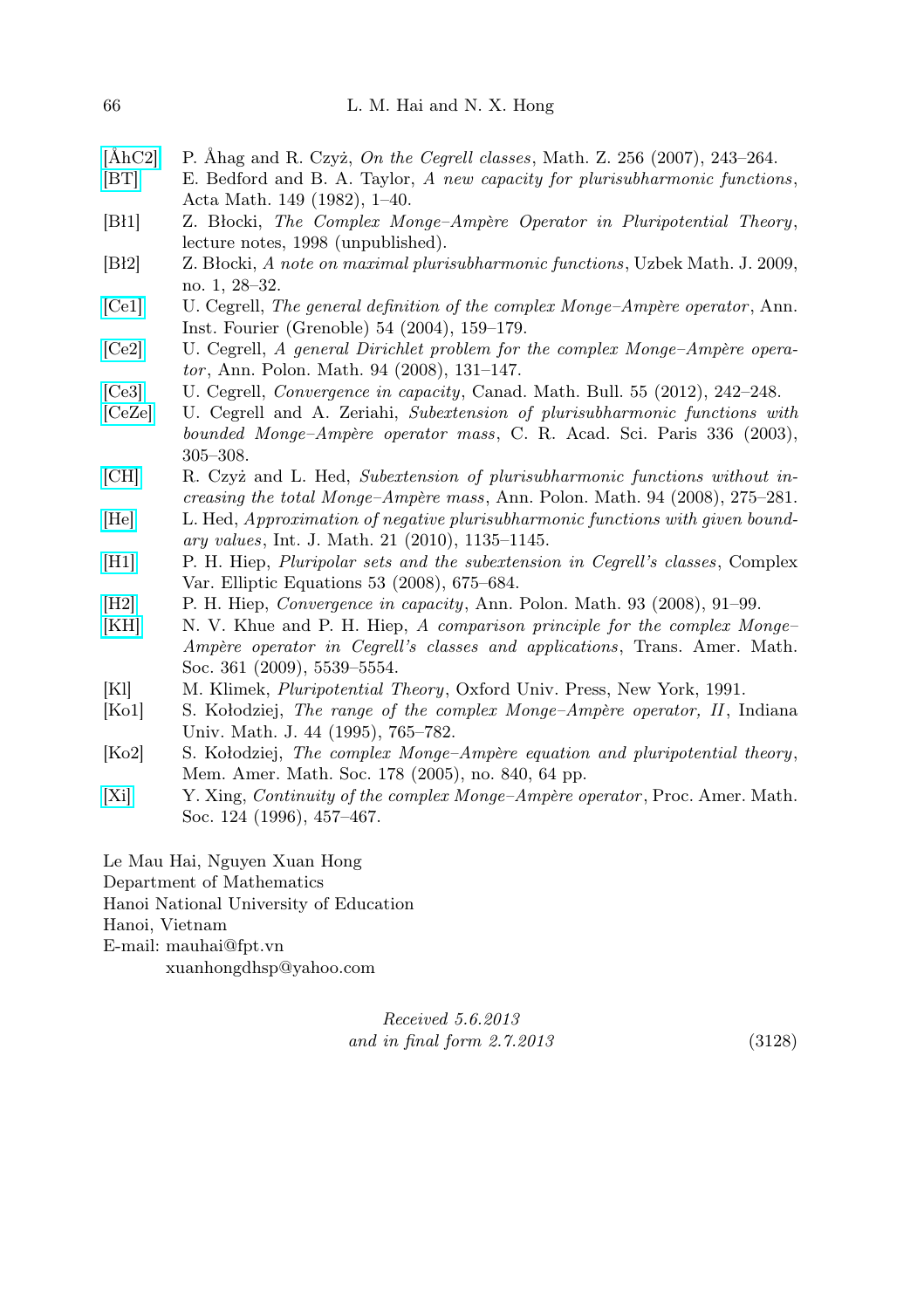[ÅhC2] P. Åhag and R. Czyż, *On the Cegrell classes*, Math. Z. 256 (2007), 243–264.

[BT] E. Bedford and B. A. Taylor, *A new capacity for plurisubharmonic functions*, Acta Math. 149 (1982), 1–40.

[Bł1] Z. Błocki, *The Complex Monge–Ampère Operator in Pluripotential Theory*, lecture notes, 1998 (unpublished).

[Bł2] Z. Błocki, *A note on maximal plurisubharmonic functions*, Uzbek Math. J. 2009, no. 1, 28–32.

[Ce1] U. Cegrell, *The general definition of the complex Monge–Ampère operator*, Ann. Inst. Fourier (Grenoble) 54 (2004), 159–179.

[Ce2] U. Cegrell, *A general Dirichlet problem for the complex Monge–Ampère operator*, Ann. Polon. Math. 94 (2008), 131–147.

[Ce3] U. Cegrell, *Convergence in capacity*, Canad. Math. Bull. 55 (2012), 242–248.

[CeZe] U. Cegrell and A. Zeriahi, *Subextension of plurisubharmonic functions with bounded Monge–Ampère operator mass*, C. R. Acad. Sci. Paris 336 (2003), 305–308.

[CH] R. Czyż and L. Hed, *Subextension of plurisubharmonic functions without increasing the total Monge–Ampère mass*, Ann. Polon. Math. 94 (2008), 275–281.

[He] L. Hed, *Approximation of negative plurisubharmonic functions with given boundary values*, Int. J. Math. 21 (2010), 1135–1145.

[H1] P. H. Hiep, *Pluripolar sets and the subextension in Cegrell's classes*, Complex Var. Elliptic Equations 53 (2008), 675–684.

[H2] P. H. Hiep, *Convergence in capacity*, Ann. Polon. Math. 93 (2008), 91–99.

[KH] N. V. Khue and P. H. Hiep, *A comparison principle for the complex Monge–Ampère operator in Cegrell's classes and applications*, Trans. Amer. Math. Soc. 361 (2009), 5539–5554.

[Kl] M. Klimek, *Pluripotential Theory*, Oxford Univ. Press, New York, 1991.

[Ko1] S. Kołodziej, *The range of the complex Monge–Ampère operator, II*, Indiana Univ. Math. J. 44 (1995), 765–782.

[Ko2] S. Kołodziej, *The complex Monge–Ampère equation and pluripotential theory*, Mem. Amer. Math. Soc. 178 (2005), no. 840, 64 pp.

[Xi] Y. Xing, *Continuity of the complex Monge–Ampère operator*, Proc. Amer. Math. Soc. 124 (1996), 457–467.

Le Mau Hai, Nguyen Xuan Hong
Department of Mathematics
Hanoi National University of Education
Hanoi, Vietnam
E-mail: mauhai@fpt.vn
xuanhongdhsp@yahoo.com

*Received 5.6.2013*
*and in final form 2.7.2013* (3128)